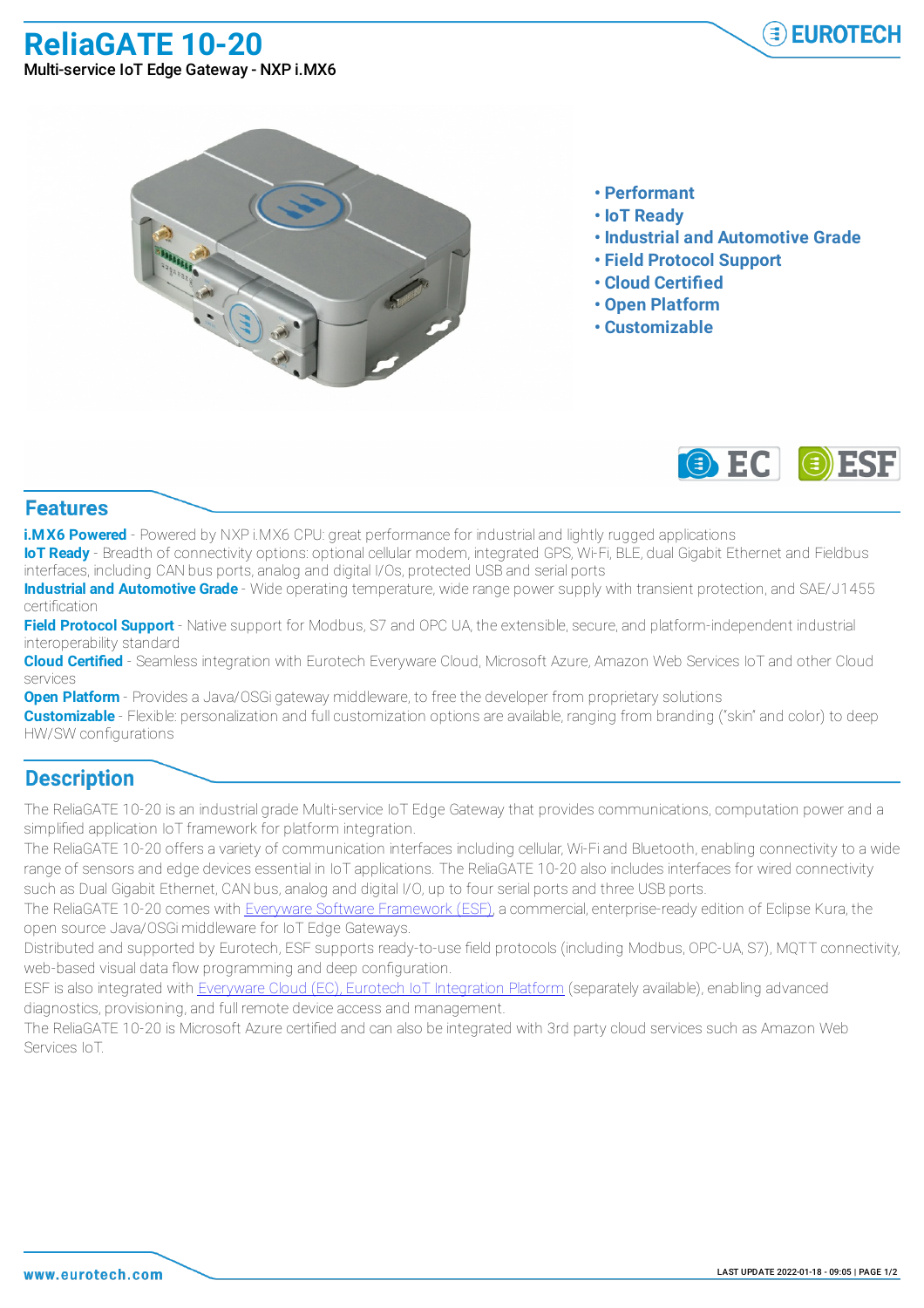# ReliaGATE 10-20

Multi-service IoT Edge Gateway - NXP i.MX6

- Performant
- IoT Ready
- Industrial and Automotive Grade
- Field Protocol Support
- Cloud Certified
- Open Platform
- Customizable

## Features

**i.MX6 Powered** - Powered by NXP i.MX6 CPU: great performance for industrial and lightly rugged applications
**IoT Ready** - Breadth of connectivity options: optional cellular modem, integrated GPS, Wi-Fi, BLE, dual Gigabit Ethernet and Fieldbus interfaces, including CAN bus ports, analog and digital I/Os, protected USB and serial ports
**Industrial and Automotive Grade** - Wide operating temperature, wide range power supply with transient protection, and SAE/J1455 certification
**Field Protocol Support** - Native support for Modbus, S7 and OPC UA, the extensible, secure, and platform-independent industrial interoperability standard
**Cloud Certified** - Seamless integration with Eurotech Everyware Cloud, Microsoft Azure, Amazon Web Services IoT and other Cloud services
**Open Platform** - Provides a Java/OSGi gateway middleware, to free the developer from proprietary solutions
**Customizable** - Flexible: personalization and full customization options are available, ranging from branding ("skin" and color) to deep HW/SW configurations

## Description

The ReliaGATE 10-20 is an industrial grade Multi-service IoT Edge Gateway that provides communications, computation power and a simplified application IoT framework for platform integration.
The ReliaGATE 10-20 offers a variety of communication interfaces including cellular, Wi-Fi and Bluetooth, enabling connectivity to a wide range of sensors and edge devices essential in IoT applications. The ReliaGATE 10-20 also includes interfaces for wired connectivity such as Dual Gigabit Ethernet, CAN bus, analog and digital I/O, up to four serial ports and three USB ports.
The ReliaGATE 10-20 comes with Everyware Software Framework (ESF), a commercial, enterprise-ready edition of Eclipse Kura, the open source Java/OSGi middleware for IoT Edge Gateways.
Distributed and supported by Eurotech, ESF supports ready-to-use field protocols (including Modbus, OPC-UA, S7), MQTT connectivity, web-based visual data flow programming and deep configuration.
ESF is also integrated with Everyware Cloud (EC), Eurotech IoT Integration Platform (separately available), enabling advanced diagnostics, provisioning, and full remote device access and management.
The ReliaGATE 10-20 is Microsoft Azure certified and can also be integrated with 3rd party cloud services such as Amazon Web Services IoT.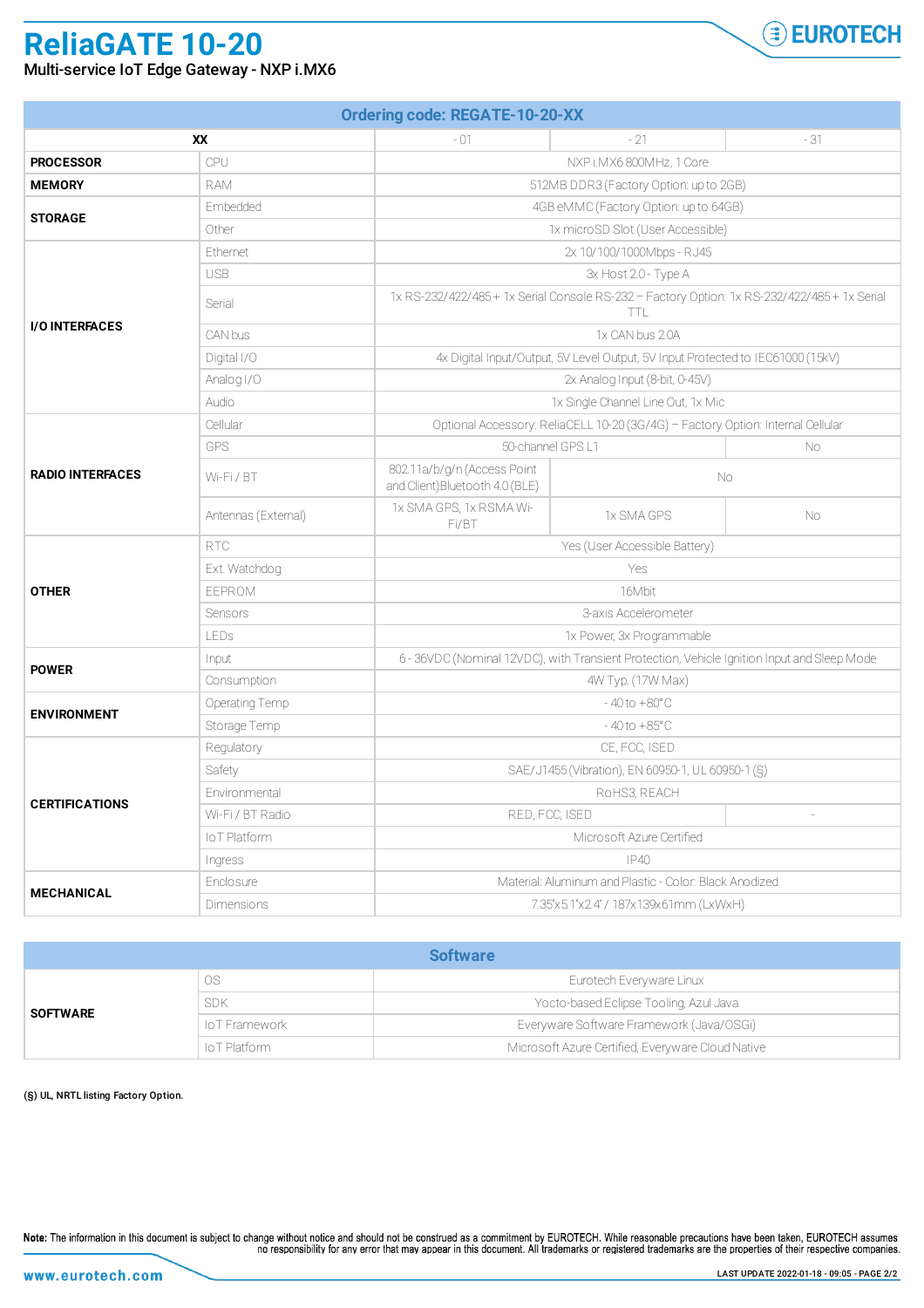# ReliaGATE 10-20

**Multi-service IoT Edge Gateway - NXP i.MX6**

| Ordering code: REGATE-10-20-XX | | | | |
|---|---|---|---|---|
| **XX** | | - 01 | - 21 | - 31 |
| **PROCESSOR** | CPU | NXP i.MX6 800MHz, 1 Core | | |
| **MEMORY** | RAM | 512MB DDR3 (Factory Option: up to 2GB) | | |
| **STORAGE** | Embedded | 4GB eMMC (Factory Option: up to 64GB) | | |
| | Other | 1x microSD Slot (User Accessible) | | |
| **I/O INTERFACES** | Ethernet | 2x 10/100/1000Mbps - RJ45 | | |
| | USB | 3x Host 2.0 - Type A | | |
| | Serial | 1x RS-232/422/485 + 1x Serial Console RS-232 – Factory Option: 1x RS-232/422/485 + 1x Serial TTL | | |
| | CAN bus | 1x CAN bus 2.0A | | |
| | Digital I/O | 4x Digital Input/Output, 5V Level Output, 5V Input Protected to IEC61000 (15kV) | | |
| | Analog I/O | 2x Analog Input (8-bit, 0-45V) | | |
| | Audio | 1x Single Channel Line Out, 1x Mic | | |
| **RADIO INTERFACES** | Cellular | Optional Accessory: ReliaCELL 10-20 (3G/4G) – Factory Option: Internal Cellular | | |
| | GPS | 50-channel GPS L1 | | No |
| | Wi-Fi / BT | 802.11a/b/g/n (Access Point and Client) Bluetooth 4.0 (BLE) | No | |
| | Antennas (External) | 1x SMA GPS, 1x RSMA Wi-Fi/BT | 1x SMA GPS | No |
| **OTHER** | RTC | Yes (User Accessible Battery) | | |
| | Ext. Watchdog | Yes | | |
| | EEPROM | 16Mbit | | |
| | Sensors | 3-axis Accelerometer | | |
| | LEDs | 1x Power, 3x Programmable | | |
| **POWER** | Input | 6 - 36VDC (Nominal 12VDC), with Transient Protection, Vehicle Ignition Input and Sleep Mode | | |
| | Consumption | 4W Typ. (17W Max) | | |
| **ENVIRONMENT** | Operating Temp | - 40 to +80°C | | |
| | Storage Temp | - 40 to +85°C | | |
| **CERTIFICATIONS** | Regulatory | CE, FCC, ISED | | |
| | Safety | SAE/J1455 (Vibration), EN 60950-1, UL 60950-1 (§) | | |
| | Environmental | RoHS3, REACH | | |
| | Wi-Fi / BT Radio | RED, FCC, ISED | | - |
| | IoT Platform | Microsoft Azure Certified | | |
| | Ingress | IP40 | | |
| **MECHANICAL** | Enclosure | Material: Aluminum and Plastic - Color: Black Anodized | | |
| | Dimensions | 7.35"x5.1"x2.4" / 187x139x61mm (LxWxH) | | |

| Software | | |
|---|---|---|
| **SOFTWARE** | OS | Eurotech Everyware Linux |
| | SDK | Yocto-based Eclipse Tooling, Azul Java |
| | IoT Framework | Everyware Software Framework (Java/OSGi) |
| | IoT Platform | Microsoft Azure Certified, Everyware Cloud Native |

(§) UL, NRTL listing Factory Option.

**Note:** The information in this document is subject to change without notice and should not be construed as a commitment by EUROTECH. While reasonable precautions have been taken, EUROTECH assumes no responsibility for any error that may appear in this document. All trademarks or registered trademarks are the properties of their respective companies.

www.eurotech.com

LAST UPDATE 2022-01-18 - 09:05